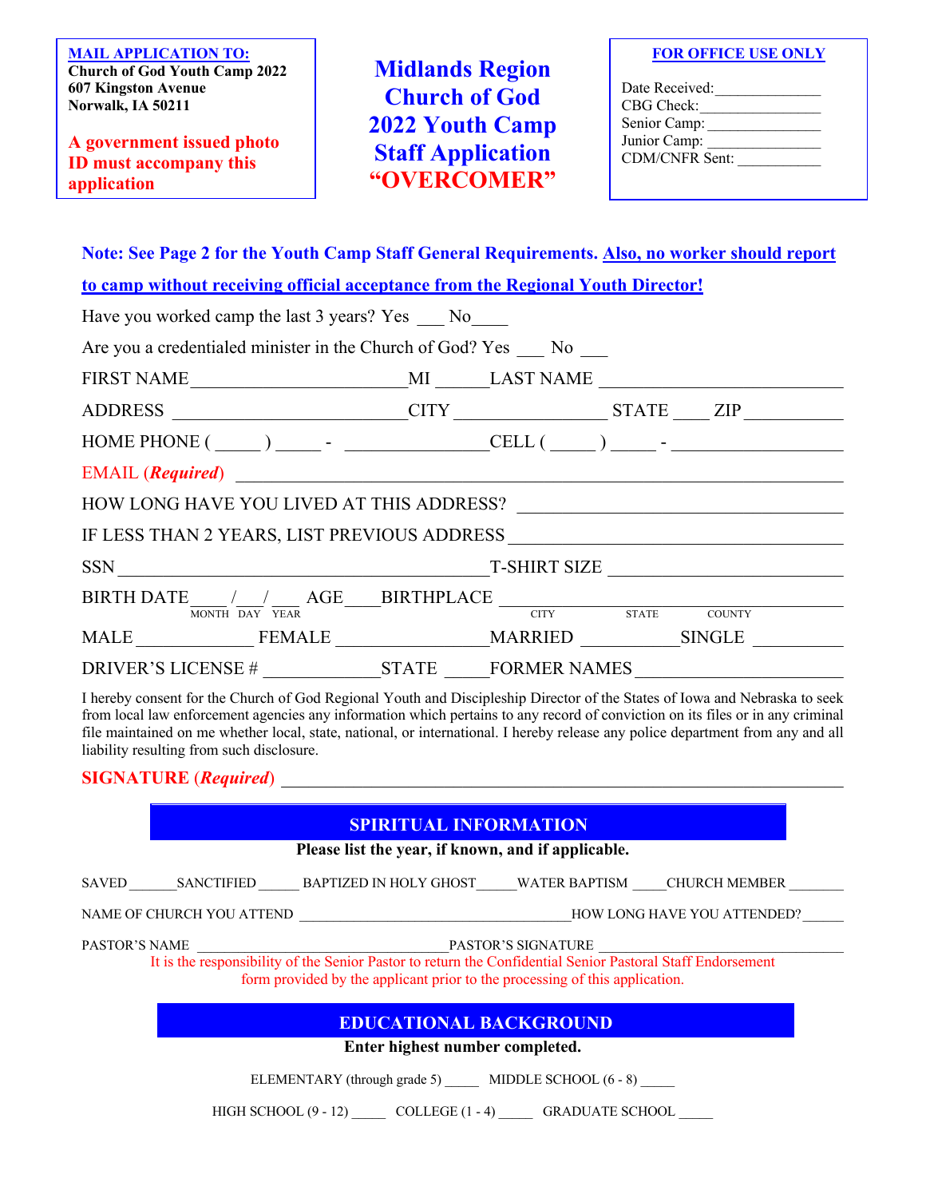**MAIL APPLICATION TO:**
**Church of God Youth Camp 2022**
**607 Kingston Avenue**
**Norwalk, IA 50211**

**A government issued photo ID must accompany this application**

# Midlands Region Church of God 2022 Youth Camp Staff Application "OVERCOMER"

**FOR OFFICE USE ONLY**

Date Received:______________
CBG Check:_______________
Senior Camp:______________
Junior Camp:______________
CDM/CNFR Sent:___________

**Note: See Page 2 for the Youth Camp Staff General Requirements. Also, no worker should report to camp without receiving official acceptance from the Regional Youth Director!**

Have you worked camp the last 3 years? Yes ___ No____

Are you a credentialed minister in the Church of God? Yes ___ No ___

FIRST NAME_______________________MI ______LAST NAME __________________________

ADDRESS _________________________CITY ________________ STATE ____ ZIP __________

HOME PHONE ( _____ ) _____ - _______________CELL ( _____ ) _____ - __________________

EMAIL (***Required***) ___________________________________________________________

HOW LONG HAVE YOU LIVED AT THIS ADDRESS? _________________________________

IF LESS THAN 2 YEARS, LIST PREVIOUS ADDRESS ________________________________

SSN ________________________________________T-SHIRT SIZE _______________________

BIRTH DATE____/___/___ AGE____BIRTHPLACE ___________________________________
(MONTH DAY YEAR) (CITY STATE COUNTY)

MALE ____________ FEMALE ________________MARRIED ___________SINGLE __________

DRIVER'S LICENSE # ____________STATE _____FORMER NAMES _____________________

I hereby consent for the Church of God Regional Youth and Discipleship Director of the States of Iowa and Nebraska to seek from local law enforcement agencies any information which pertains to any record of conviction on its files or in any criminal file maintained on me whether local, state, national, or international. I hereby release any police department from any and all liability resulting from such disclosure.

**SIGNATURE (*Required*)** ____________________________________________________

## SPIRITUAL INFORMATION

**Please list the year, if known, and if applicable.**

SAVED ______SANCTIFIED ______ BAPTIZED IN HOLY GHOST_____WATER BAPTISM _____CHURCH MEMBER ________

NAME OF CHURCH YOU ATTEND ____________________________________HOW LONG HAVE YOU ATTENDED?______

PASTOR'S NAME ______________________________PASTOR'S SIGNATURE ___________________________

It is the responsibility of the Senior Pastor to return the Confidential Senior Pastoral Staff Endorsement form provided by the applicant prior to the processing of this application.

## EDUCATIONAL BACKGROUND

**Enter highest number completed.**

ELEMENTARY (through grade 5) _____ MIDDLE SCHOOL (6 - 8) _____

HIGH SCHOOL (9 - 12) _____ COLLEGE (1 - 4) _____ GRADUATE SCHOOL _____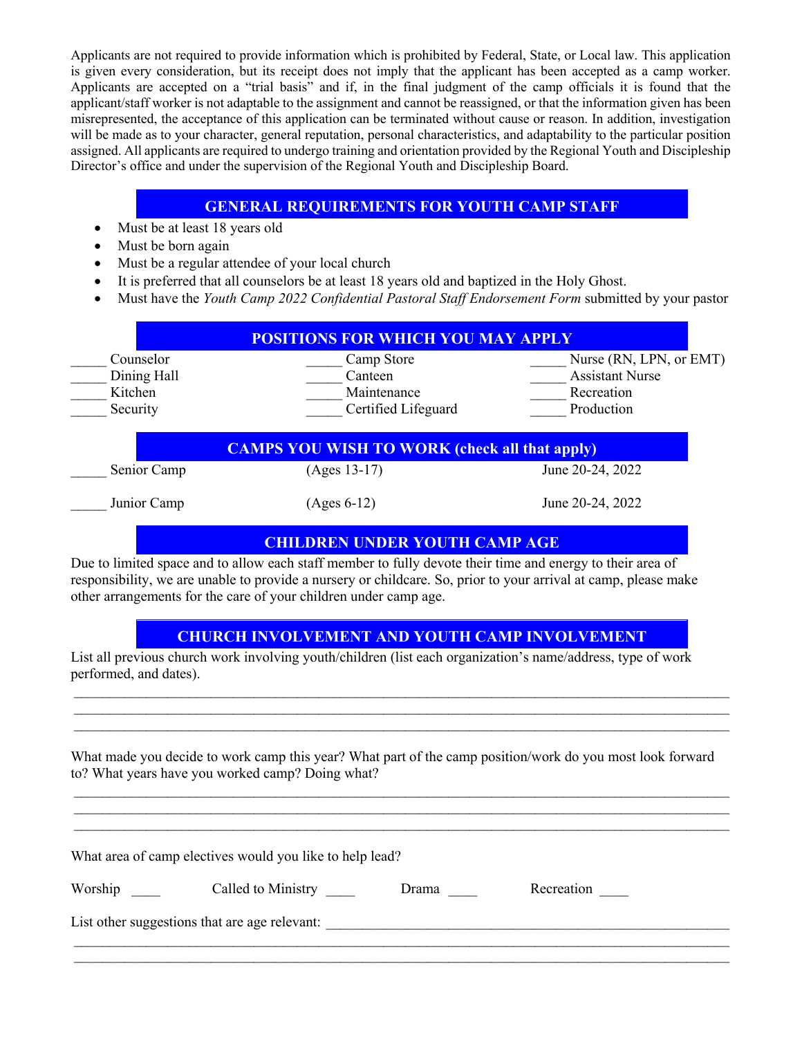Applicants are not required to provide information which is prohibited by Federal, State, or Local law. This application is given every consideration, but its receipt does not imply that the applicant has been accepted as a camp worker. Applicants are accepted on a "trial basis" and if, in the final judgment of the camp officials it is found that the applicant/staff worker is not adaptable to the assignment and cannot be reassigned, or that the information given has been misrepresented, the acceptance of this application can be terminated without cause or reason. In addition, investigation will be made as to your character, general reputation, personal characteristics, and adaptability to the particular position assigned. All applicants are required to undergo training and orientation provided by the Regional Youth and Discipleship Director's office and under the supervision of the Regional Youth and Discipleship Board.

## GENERAL REQUIREMENTS FOR YOUTH CAMP STAFF

- Must be at least 18 years old
- Must be born again
- Must be a regular attendee of your local church
- It is preferred that all counselors be at least 18 years old and baptized in the Holy Ghost.
- Must have the *Youth Camp 2022 Confidential Pastoral Staff Endorsement Form* submitted by your pastor

## POSITIONS FOR WHICH YOU MAY APPLY

| | | |
|---|---|---|
| _____ Counselor | _____ Camp Store | _____ Nurse (RN, LPN, or EMT) |
| _____ Dining Hall | _____ Canteen | _____ Assistant Nurse |
| _____ Kitchen | _____ Maintenance | _____ Recreation |
| _____ Security | _____ Certified Lifeguard | _____ Production |

## CAMPS YOU WISH TO WORK (check all that apply)

| | | |
|---|---|---|
| _____ Senior Camp | (Ages 13-17) | June 20-24, 2022 |
| _____ Junior Camp | (Ages 6-12) | June 20-24, 2022 |

## CHILDREN UNDER YOUTH CAMP AGE

Due to limited space and to allow each staff member to fully devote their time and energy to their area of responsibility, we are unable to provide a nursery or childcare. So, prior to your arrival at camp, please make other arrangements for the care of your children under camp age.

## CHURCH INVOLVEMENT AND YOUTH CAMP INVOLVEMENT

List all previous church work involving youth/children (list each organization's name/address, type of work performed, and dates).

________________________________________________________________________________
________________________________________________________________________________
________________________________________________________________________________

What made you decide to work camp this year? What part of the camp position/work do you most look forward to? What years have you worked camp? Doing what?

________________________________________________________________________________
________________________________________________________________________________
________________________________________________________________________________

What area of camp electives would you like to help lead?

Worship ____ Called to Ministry ____ Drama ____ Recreation ____

List other suggestions that are age relevant: ______________________________________________

________________________________________________________________________________
________________________________________________________________________________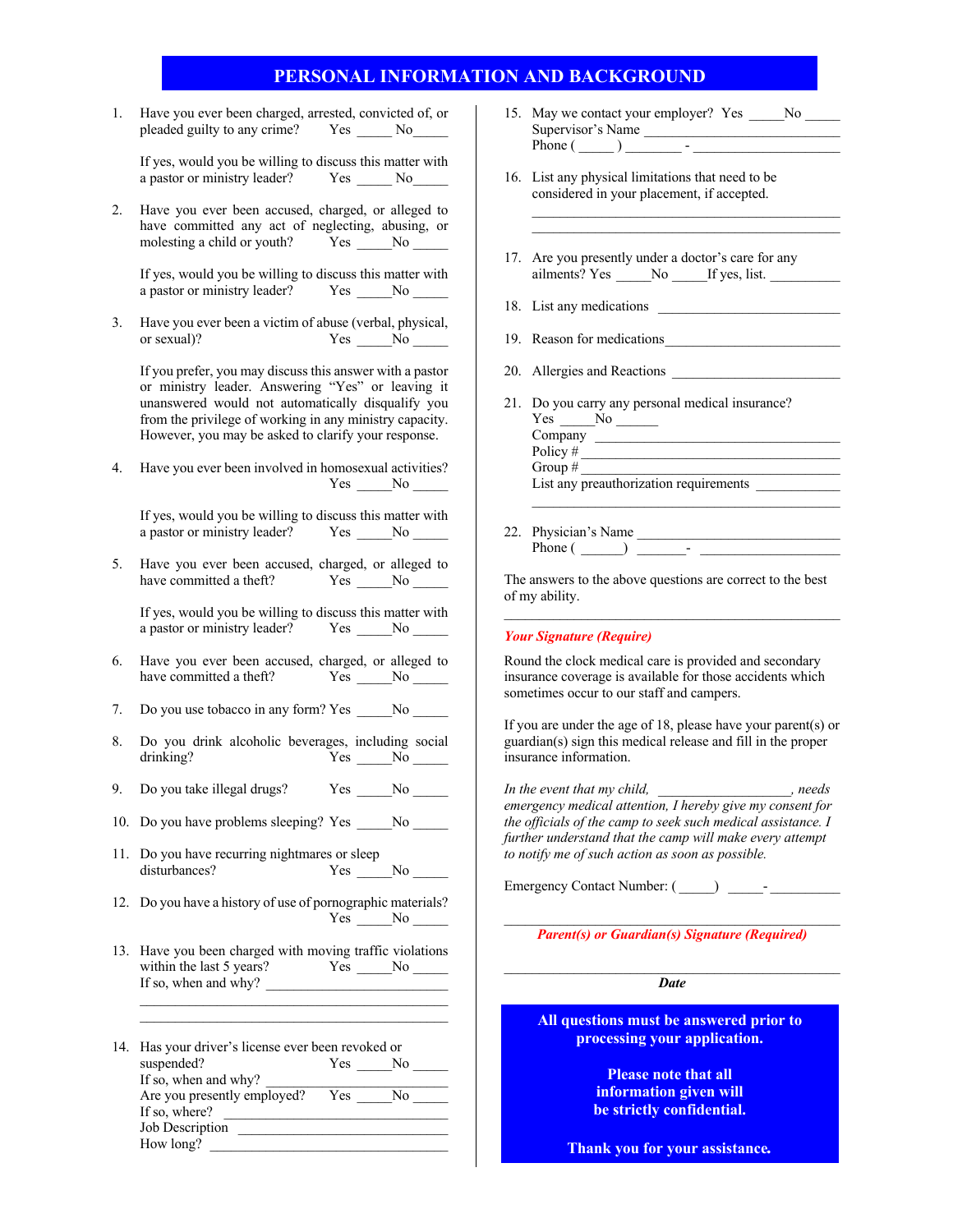## PERSONAL INFORMATION AND BACKGROUND

1. Have you ever been charged, arrested, convicted of, or pleaded guilty to any crime? Yes _____ No_____

   If yes, would you be willing to discuss this matter with a pastor or ministry leader? Yes _____ No_____

2. Have you ever been accused, charged, or alleged to have committed any act of neglecting, abusing, or molesting a child or youth? Yes _____No _____

   If yes, would you be willing to discuss this matter with a pastor or ministry leader? Yes _____No _____

3. Have you ever been a victim of abuse (verbal, physical, or sexual)? Yes _____No _____

   If you prefer, you may discuss this answer with a pastor or ministry leader. Answering "Yes" or leaving it unanswered would not automatically disqualify you from the privilege of working in any ministry capacity. However, you may be asked to clarify your response.

4. Have you ever been involved in homosexual activities? Yes _____No _____

   If yes, would you be willing to discuss this matter with a pastor or ministry leader? Yes _____No _____

5. Have you ever been accused, charged, or alleged to have committed a theft? Yes _____No _____

   If yes, would you be willing to discuss this matter with a pastor or ministry leader? Yes _____No _____

6. Have you ever been accused, charged, or alleged to have committed a theft? Yes _____No _____

7. Do you use tobacco in any form? Yes _____No _____

8. Do you drink alcoholic beverages, including social drinking? Yes _____No _____

9. Do you take illegal drugs? Yes _____No _____

10. Do you have problems sleeping? Yes _____No _____

11. Do you have recurring nightmares or sleep disturbances? Yes _____No _____

12. Do you have a history of use of pornographic materials? Yes _____No _____

13. Have you been charged with moving traffic violations within the last 5 years? Yes _____No _____
    If so, when and why? ______________________________
    ______________________________________________
    ______________________________________________

14. Has your driver's license ever been revoked or suspended? Yes _____No _____
    If so, when and why? ______________________________
    Are you presently employed? Yes _____No _____
    If so, where? ______________________________
    Job Description ______________________________
    How long? ______________________________

15. May we contact your employer? Yes _____No _____
    Supervisor's Name ______________________________
    Phone ( _____ ) ________ - ____________________

16. List any physical limitations that need to be considered in your placement, if accepted.
    ______________________________________________
    ______________________________________________

17. Are you presently under a doctor's care for any ailments? Yes _____No _____If yes, list. __________

18. List any medications ______________________________

19. Reason for medications______________________________

20. Allergies and Reactions ______________________________

21. Do you carry any personal medical insurance?
    Yes _____No ______
    Company ______________________________
    Policy # ______________________________
    Group # ______________________________
    List any preauthorization requirements ___________
    ______________________________________________

22. Physician's Name ______________________________
    Phone ( ______) _______- ____________________

The answers to the above questions are correct to the best of my ability.

______________________________________________

***Your Signature (Require)***

Round the clock medical care is provided and secondary insurance coverage is available for those accidents which sometimes occur to our staff and campers.

If you are under the age of 18, please have your parent(s) or guardian(s) sign this medical release and fill in the proper insurance information.

*In the event that my child, ___________________, needs emergency medical attention, I hereby give my consent for the officials of the camp to seek such medical assistance. I further understand that the camp will make every attempt to notify me of such action as soon as possible.*

Emergency Contact Number: (_____) _____-__________

______________________________________________

***Parent(s) or Guardian(s) Signature (Required)***

______________________________________________

***Date***

**All questions must be answered prior to processing your application.**

**Please note that all information given will be strictly confidential.**

**Thank you for your assistance.**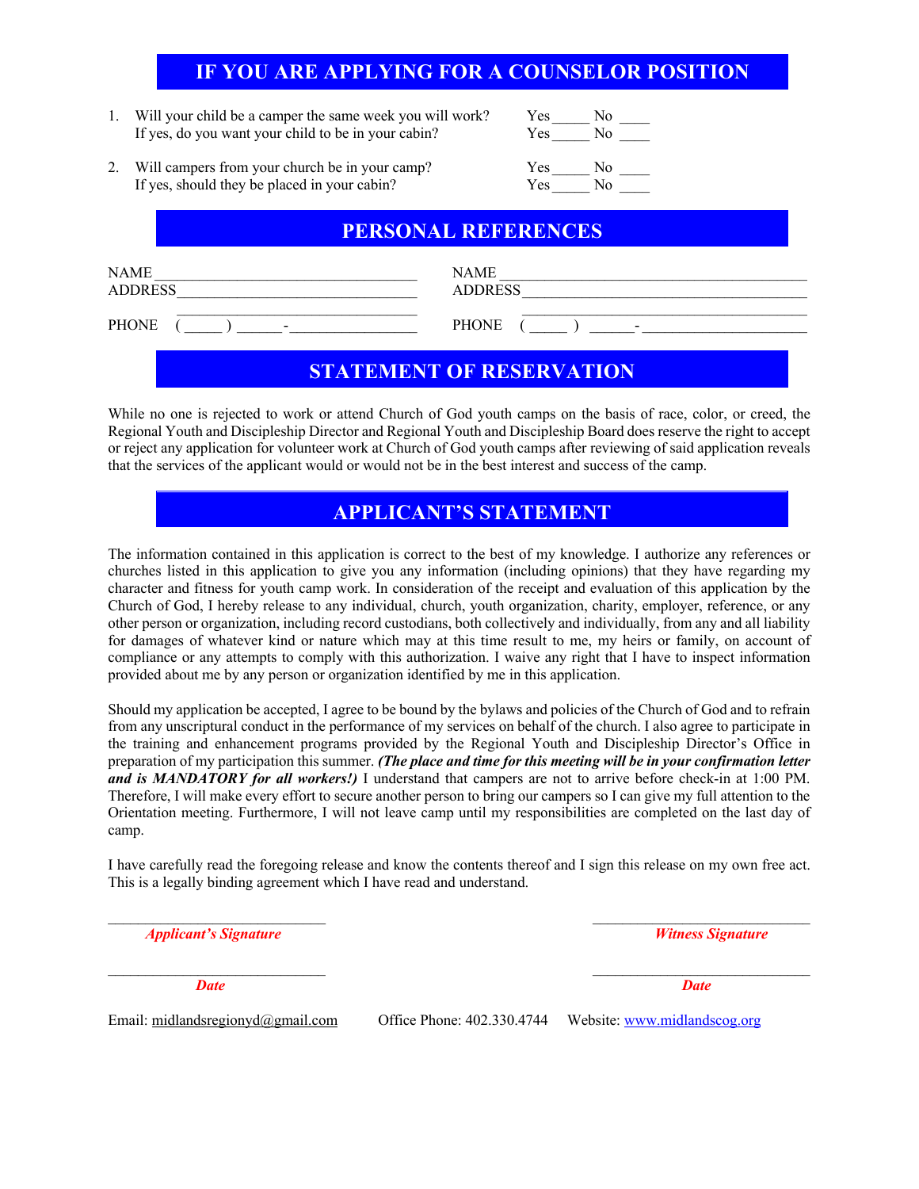## IF YOU ARE APPLYING FOR A COUNSELOR POSITION

1. Will your child be a camper the same week you will work? Yes_____ No ____
   If yes, do you want your child to be in your cabin? Yes_____ No ____

2. Will campers from your church be in your camp? Yes_____ No ____
   If yes, should they be placed in your cabin? Yes_____ No ____

## PERSONAL REFERENCES

NAME_________________________________
ADDRESS______________________________
_____________________________________
PHONE ( _____ ) ______-________________

NAME_________________________________
ADDRESS______________________________
_____________________________________
PHONE ( _____ ) ______-________________

## STATEMENT OF RESERVATION

While no one is rejected to work or attend Church of God youth camps on the basis of race, color, or creed, the Regional Youth and Discipleship Director and Regional Youth and Discipleship Board does reserve the right to accept or reject any application for volunteer work at Church of God youth camps after reviewing of said application reveals that the services of the applicant would or would not be in the best interest and success of the camp.

## APPLICANT'S STATEMENT

The information contained in this application is correct to the best of my knowledge. I authorize any references or churches listed in this application to give you any information (including opinions) that they have regarding my character and fitness for youth camp work. In consideration of the receipt and evaluation of this application by the Church of God, I hereby release to any individual, church, youth organization, charity, employer, reference, or any other person or organization, including record custodians, both collectively and individually, from any and all liability for damages of whatever kind or nature which may at this time result to me, my heirs or family, on account of compliance or any attempts to comply with this authorization. I waive any right that I have to inspect information provided about me by any person or organization identified by me in this application.

Should my application be accepted, I agree to be bound by the bylaws and policies of the Church of God and to refrain from any unscriptural conduct in the performance of my services on behalf of the church. I also agree to participate in the training and enhancement programs provided by the Regional Youth and Discipleship Director's Office in preparation of my participation this summer. ***(The place and time for this meeting will be in your confirmation letter and is MANDATORY for all workers!)*** I understand that campers are not to arrive before check-in at 1:00 PM. Therefore, I will make every effort to secure another person to bring our campers so I can give my full attention to the Orientation meeting. Furthermore, I will not leave camp until my responsibilities are completed on the last day of camp.

I have carefully read the foregoing release and know the contents thereof and I sign this release on my own free act. This is a legally binding agreement which I have read and understand.

______________________________
***Applicant's Signature***

______________________________
***Witness Signature***

______________________________
***Date***

______________________________
***Date***

Email: midlandsregionyd@gmail.com Office Phone: 402.330.4744 Website: www.midlandscog.org